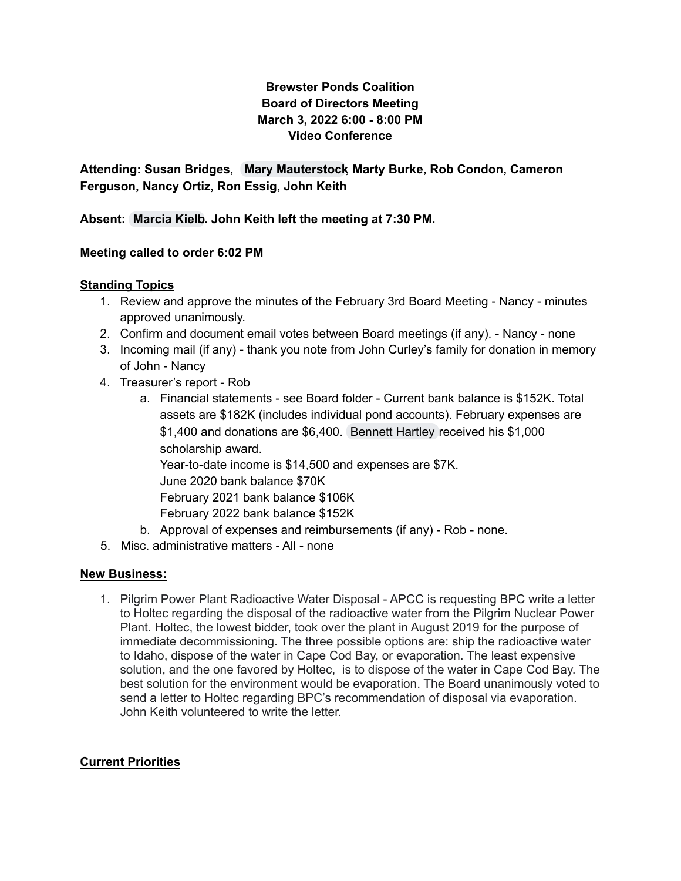**Brewster Ponds Coalition**
**Board of Directors Meeting**
**March 3, 2022 6:00 - 8:00 PM**
**Video Conference**

**Attending: Susan Bridges, Mary Mauterstock, Marty Burke, Rob Condon, Cameron Ferguson, Nancy Ortiz, Ron Essig, John Keith**

**Absent: Marcia Kielb. John Keith left the meeting at 7:30 PM.**

**Meeting called to order 6:02 PM**

**Standing Topics**

1. Review and approve the minutes of the February 3rd Board Meeting - Nancy - minutes approved unanimously.
2. Confirm and document email votes between Board meetings (if any). - Nancy - none
3. Incoming mail (if any) - thank you note from John Curley's family for donation in memory of John - Nancy
4. Treasurer's report - Rob
   a. Financial statements - see Board folder - Current bank balance is $152K. Total assets are $182K (includes individual pond accounts). February expenses are $1,400 and donations are $6,400. Bennett Hartley received his $1,000 scholarship award.
      Year-to-date income is $14,500 and expenses are $7K.
      June 2020 bank balance $70K
      February 2021 bank balance $106K
      February 2022 bank balance $152K
   b. Approval of expenses and reimbursements (if any) - Rob - none.
5. Misc. administrative matters - All - none

**New Business:**

1. Pilgrim Power Plant Radioactive Water Disposal - APCC is requesting BPC write a letter to Holtec regarding the disposal of the radioactive water from the Pilgrim Nuclear Power Plant. Holtec, the lowest bidder, took over the plant in August 2019 for the purpose of immediate decommissioning. The three possible options are: ship the radioactive water to Idaho, dispose of the water in Cape Cod Bay, or evaporation. The least expensive solution, and the one favored by Holtec, is to dispose of the water in Cape Cod Bay. The best solution for the environment would be evaporation. The Board unanimously voted to send a letter to Holtec regarding BPC's recommendation of disposal via evaporation. John Keith volunteered to write the letter.

**Current Priorities**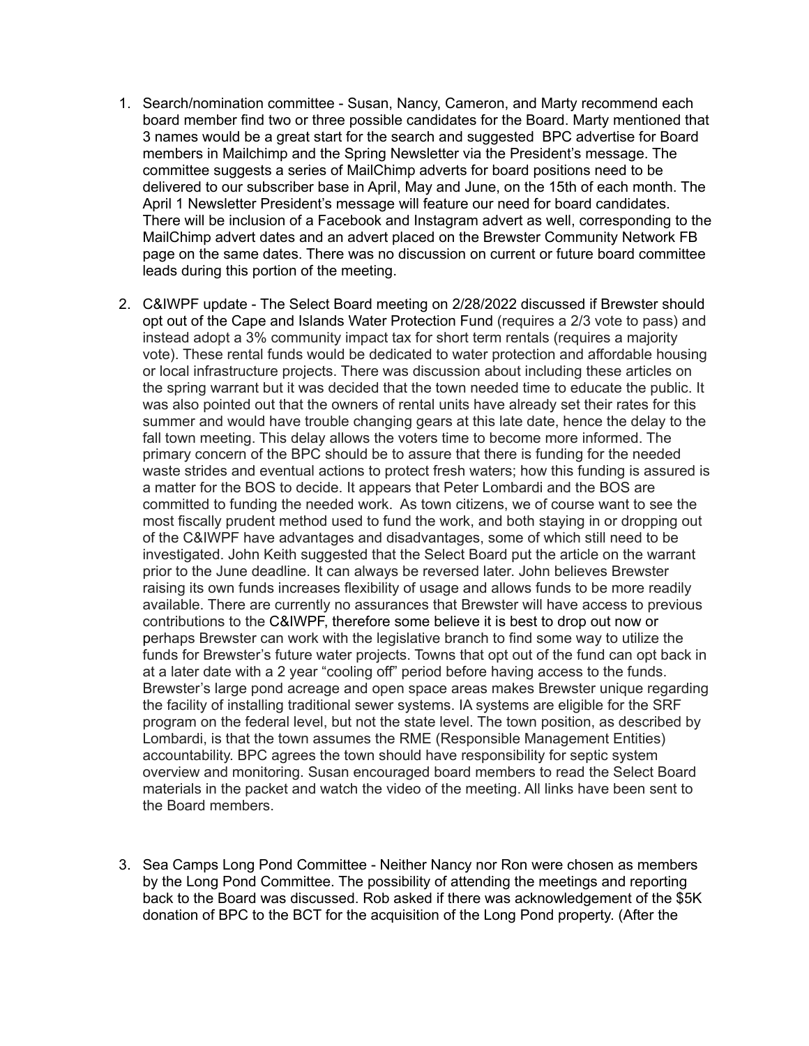1. Search/nomination committee - Susan, Nancy, Cameron, and Marty recommend each board member find two or three possible candidates for the Board. Marty mentioned that 3 names would be a great start for the search and suggested BPC advertise for Board members in Mailchimp and the Spring Newsletter via the President's message. The committee suggests a series of MailChimp adverts for board positions need to be delivered to our subscriber base in April, May and June, on the 15th of each month. The April 1 Newsletter President's message will feature our need for board candidates. There will be inclusion of a Facebook and Instagram advert as well, corresponding to the MailChimp advert dates and an advert placed on the Brewster Community Network FB page on the same dates. There was no discussion on current or future board committee leads during this portion of the meeting.

2. C&IWPF update - The Select Board meeting on 2/28/2022 discussed if Brewster should opt out of the Cape and Islands Water Protection Fund (requires a 2/3 vote to pass) and instead adopt a 3% community impact tax for short term rentals (requires a majority vote). These rental funds would be dedicated to water protection and affordable housing or local infrastructure projects. There was discussion about including these articles on the spring warrant but it was decided that the town needed time to educate the public. It was also pointed out that the owners of rental units have already set their rates for this summer and would have trouble changing gears at this late date, hence the delay to the fall town meeting. This delay allows the voters time to become more informed. The primary concern of the BPC should be to assure that there is funding for the needed waste strides and eventual actions to protect fresh waters; how this funding is assured is a matter for the BOS to decide. It appears that Peter Lombardi and the BOS are committed to funding the needed work. As town citizens, we of course want to see the most fiscally prudent method used to fund the work, and both staying in or dropping out of the C&IWPF have advantages and disadvantages, some of which still need to be investigated. John Keith suggested that the Select Board put the article on the warrant prior to the June deadline. It can always be reversed later. John believes Brewster raising its own funds increases flexibility of usage and allows funds to be more readily available. There are currently no assurances that Brewster will have access to previous contributions to the C&IWPF, therefore some believe it is best to drop out now or perhaps Brewster can work with the legislative branch to find some way to utilize the funds for Brewster's future water projects. Towns that opt out of the fund can opt back in at a later date with a 2 year "cooling off" period before having access to the funds. Brewster's large pond acreage and open space areas makes Brewster unique regarding the facility of installing traditional sewer systems. IA systems are eligible for the SRF program on the federal level, but not the state level. The town position, as described by Lombardi, is that the town assumes the RME (Responsible Management Entities) accountability. BPC agrees the town should have responsibility for septic system overview and monitoring. Susan encouraged board members to read the Select Board materials in the packet and watch the video of the meeting. All links have been sent to the Board members.

3. Sea Camps Long Pond Committee - Neither Nancy nor Ron were chosen as members by the Long Pond Committee. The possibility of attending the meetings and reporting back to the Board was discussed. Rob asked if there was acknowledgement of the $5K donation of BPC to the BCT for the acquisition of the Long Pond property. (After the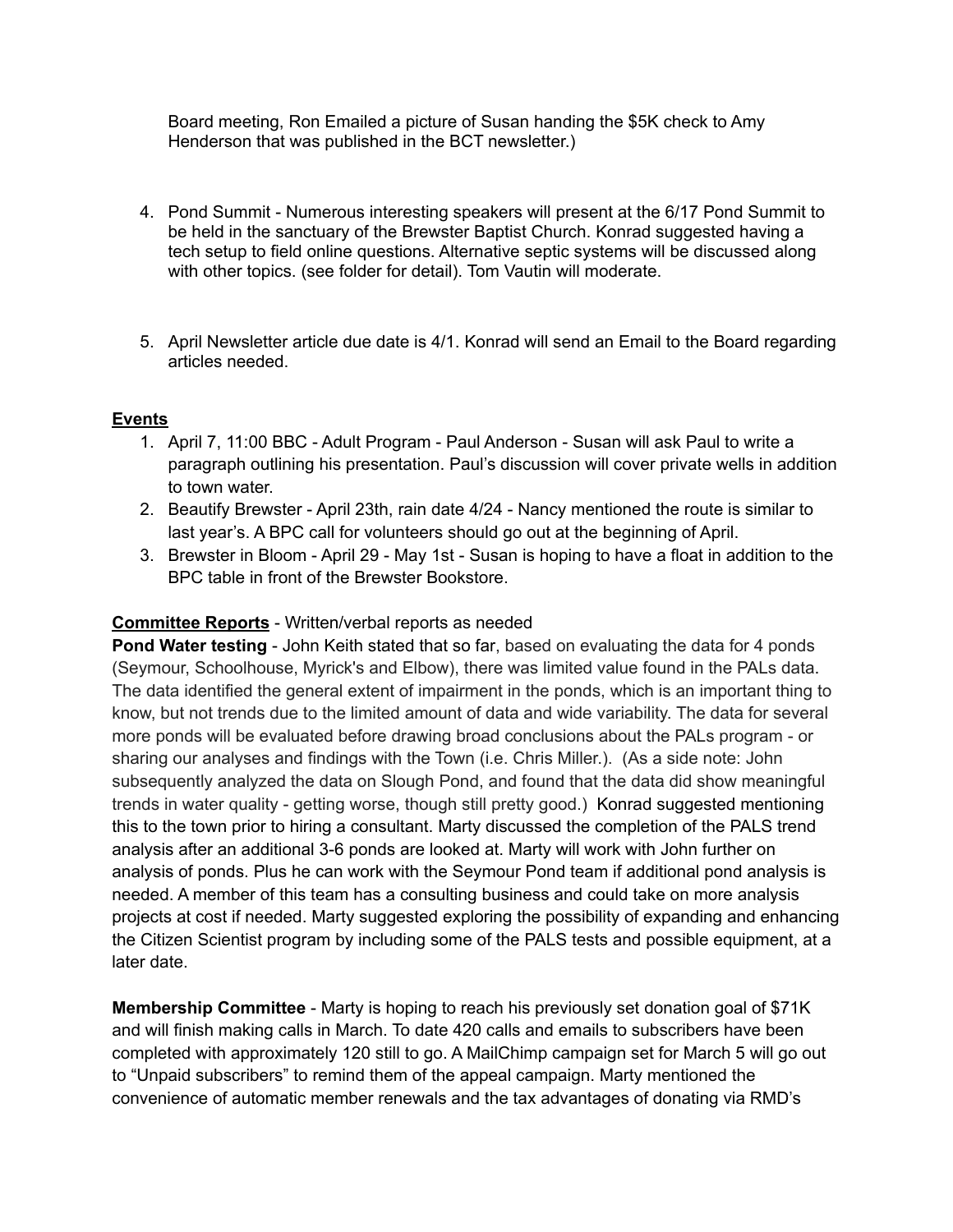Board meeting, Ron Emailed a picture of Susan handing the $5K check to Amy Henderson that was published in the BCT newsletter.)

4. Pond Summit - Numerous interesting speakers will present at the 6/17 Pond Summit to be held in the sanctuary of the Brewster Baptist Church. Konrad suggested having a tech setup to field online questions. Alternative septic systems will be discussed along with other topics. (see folder for detail). Tom Vautin will moderate.

5. April Newsletter article due date is 4/1. Konrad will send an Email to the Board regarding articles needed.

**Events**

1. April 7, 11:00 BBC - Adult Program - Paul Anderson - Susan will ask Paul to write a paragraph outlining his presentation. Paul's discussion will cover private wells in addition to town water.
2. Beautify Brewster - April 23th, rain date 4/24 - Nancy mentioned the route is similar to last year's. A BPC call for volunteers should go out at the beginning of April.
3. Brewster in Bloom - April 29 - May 1st - Susan is hoping to have a float in addition to the BPC table in front of the Brewster Bookstore.

**Committee Reports** - Written/verbal reports as needed

**Pond Water testing** - John Keith stated that so far, based on evaluating the data for 4 ponds (Seymour, Schoolhouse, Myrick's and Elbow), there was limited value found in the PALs data. The data identified the general extent of impairment in the ponds, which is an important thing to know, but not trends due to the limited amount of data and wide variability. The data for several more ponds will be evaluated before drawing broad conclusions about the PALs program - or sharing our analyses and findings with the Town (i.e. Chris Miller.). (As a side note: John subsequently analyzed the data on Slough Pond, and found that the data did show meaningful trends in water quality - getting worse, though still pretty good.) Konrad suggested mentioning this to the town prior to hiring a consultant. Marty discussed the completion of the PALS trend analysis after an additional 3-6 ponds are looked at. Marty will work with John further on analysis of ponds. Plus he can work with the Seymour Pond team if additional pond analysis is needed. A member of this team has a consulting business and could take on more analysis projects at cost if needed. Marty suggested exploring the possibility of expanding and enhancing the Citizen Scientist program by including some of the PALS tests and possible equipment, at a later date.

**Membership Committee** - Marty is hoping to reach his previously set donation goal of $71K and will finish making calls in March. To date 420 calls and emails to subscribers have been completed with approximately 120 still to go. A MailChimp campaign set for March 5 will go out to "Unpaid subscribers" to remind them of the appeal campaign. Marty mentioned the convenience of automatic member renewals and the tax advantages of donating via RMD's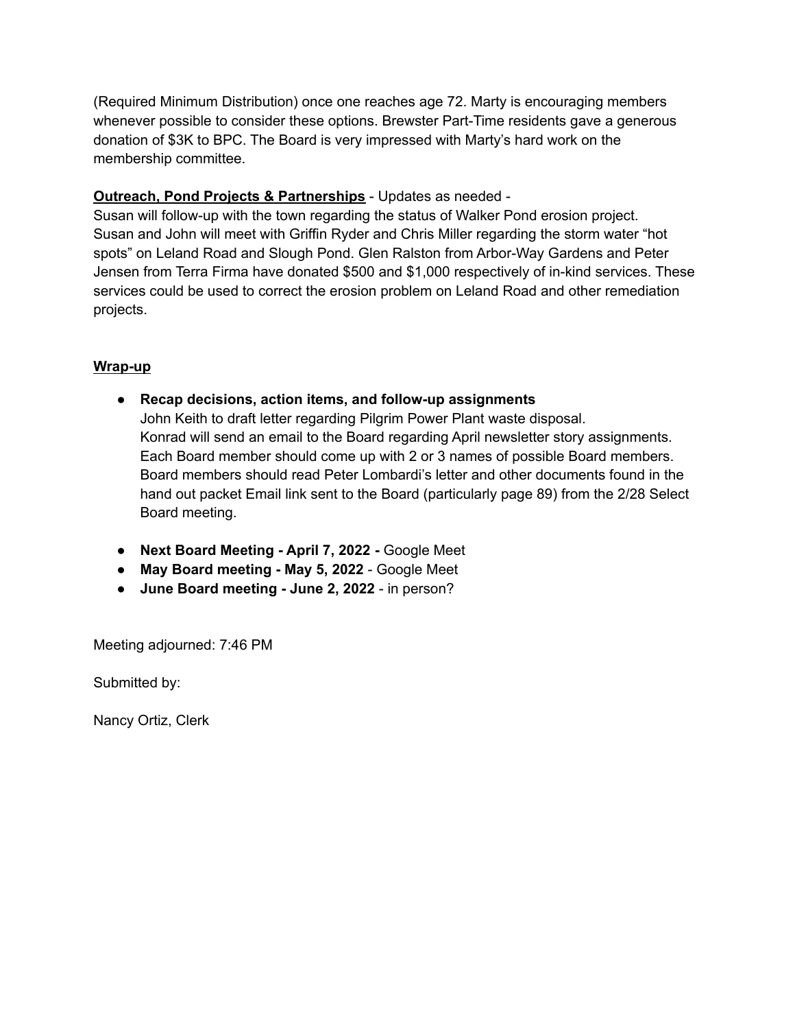(Required Minimum Distribution) once one reaches age 72. Marty is encouraging members whenever possible to consider these options. Brewster Part-Time residents gave a generous donation of $3K to BPC. The Board is very impressed with Marty's hard work on the membership committee.

**Outreach, Pond Projects & Partnerships** - Updates as needed -
Susan will follow-up with the town regarding the status of Walker Pond erosion project.
Susan and John will meet with Griffin Ryder and Chris Miller regarding the storm water "hot spots" on Leland Road and Slough Pond. Glen Ralston from Arbor-Way Gardens and Peter Jensen from Terra Firma have donated $500 and $1,000 respectively of in-kind services. These services could be used to correct the erosion problem on Leland Road and other remediation projects.

**Wrap-up**

- **Recap decisions, action items, and follow-up assignments**
  John Keith to draft letter regarding Pilgrim Power Plant waste disposal.
  Konrad will send an email to the Board regarding April newsletter story assignments.
  Each Board member should come up with 2 or 3 names of possible Board members.
  Board members should read Peter Lombardi's letter and other documents found in the hand out packet Email link sent to the Board (particularly page 89) from the 2/28 Select Board meeting.

- **Next Board Meeting - April 7, 2022 -** Google Meet
- **May Board meeting - May 5, 2022** - Google Meet
- **June Board meeting - June 2, 2022** - in person?

Meeting adjourned: 7:46 PM

Submitted by:

Nancy Ortiz, Clerk